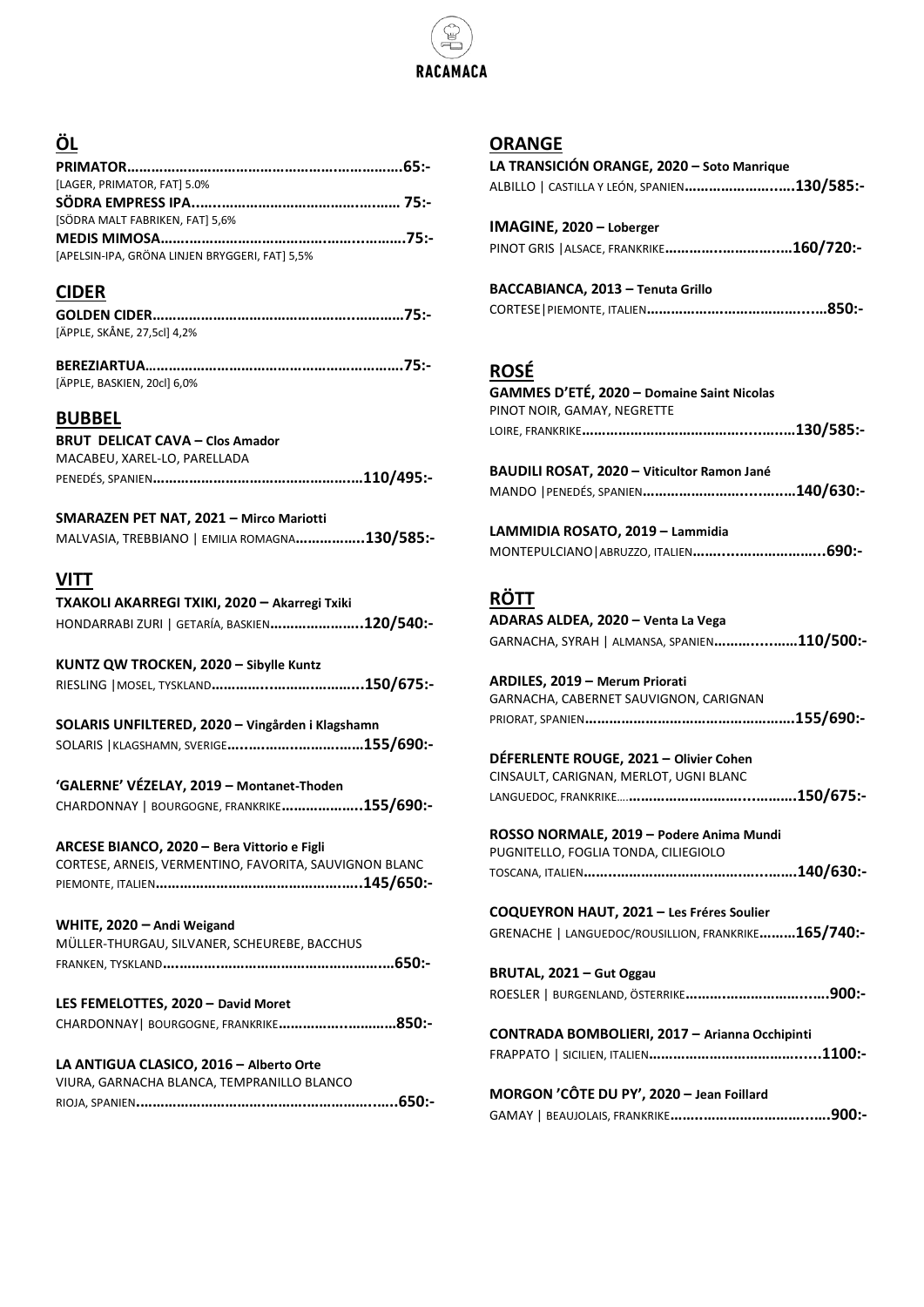RACAMACA

## ÖL

**PRIMATOR……………………………………………………………65:-**
[LAGER, PRIMATOR, FAT] 5.0%

**SÖDRA EMPRESS IPA……………………………………………… 75:-**
[SÖDRA MALT FABRIKEN, FAT] 5,6%

**MEDIS MIMOSA……………………………………………………75:-**
[APELSIN-IPA, GRÖNA LINJEN BRYGGERI, FAT] 5,5%

## CIDER

**GOLDEN CIDER……………………………………………………75:-**
[ÄPPLE, SKÅNE, 27,5cl] 4,2%

**BEREZIARTUA……………………………………………………75:-**
[ÄPPLE, BASKIEN, 20cl] 6,0%

## BUBBEL

**BRUT DELICAT CAVA – Clos Amador**
MACABEU, XAREL-LO, PARELLADA
PENEDÉS, SPANIEN**……………………………………………110/495:-**

**SMARAZEN PET NAT, 2021 – Mirco Mariotti**
MALVASIA, TREBBIANO | EMILIA ROMAGNA**……………130/585:-**

## VITT

**TXAKOLI AKARREGI TXIKI, 2020 – Akarregi Txiki**
HONDARRABI ZURI | GETARÍA, BASKIEN**…………………120/540:-**

**KUNTZ QW TROCKEN, 2020 – Sibylle Kuntz**
RIESLING |MOSEL, TYSKLAND**……………………………150/675:-**

**SOLARIS UNFILTERED, 2020 – Vingården i Klagshamn**
SOLARIS |KLAGSHAMN, SVERIGE**…………………………155/690:-**

**'GALERNE' VÉZELAY, 2019 – Montanet-Thoden**
CHARDONNAY | BOURGOGNE, FRANKRIKE**………………155/690:-**

**ARCESE BIANCO, 2020 – Bera Vittorio e Figli**
CORTESE, ARNEIS, VERMENTINO, FAVORITA, SAUVIGNON BLANC
PIEMONTE, ITALIEN**…………………………………………145/650:-**

**WHITE, 2020 – Andi Weigand**
MÜLLER-THURGAU, SILVANER, SCHEUREBE, BACCHUS
FRANKEN, TYSKLAND**……………………………………………650:-**

**LES FEMELOTTES, 2020 – David Moret**
CHARDONNAY| BOURGOGNE, FRANKRIKE**……………………850:-**

**LA ANTIGUA CLASICO, 2016 – Alberto Orte**
VIURA, GARNACHA BLANCA, TEMPRANILLO BLANCO
RIOJA, SPANIEN**………………………………………………650:-**

## ORANGE

**LA TRANSICIÓN ORANGE, 2020 – Soto Manrique**
ALBILLO | CASTILLA Y LEÓN, SPANIEN**……………………130/585:-**

**IMAGINE, 2020 – Loberger**
PINOT GRIS |ALSACE, FRANKRIKE**…………………………160/720:-**

**BACCABIANCA, 2013 – Tenuta Grillo**
CORTESE|PIEMONTE, ITALIEN**……………………………………850:-**

## ROSÉ

**GAMMES D'ETÉ, 2020 – Domaine Saint Nicolas**
PINOT NOIR, GAMAY, NEGRETTE
LOIRE, FRANKRIKE**……………………………………………130/585:-**

**BAUDILI ROSAT, 2020 – Viticultor Ramon Jané**
MANDO |PENEDÉS, SPANIEN**…………………………………140/630:-**

**LAMMIDIA ROSATO, 2019 – Lammidia**
MONTEPULCIANO|ABRUZZO, ITALIEN**……………………………690:-**

## RÖTT

**ADARAS ALDEA, 2020 – Venta La Vega**
GARNACHA, SYRAH | ALMANSA, SPANIEN**……………………110/500:-**

**ARDILES, 2019 – Merum Priorati**
GARNACHA, CABERNET SAUVIGNON, CARIGNAN
PRIORAT, SPANIEN**…………………………………………155/690:-**

**DÉFERLENTE ROUGE, 2021 – Olivier Cohen**
CINSAULT, CARIGNAN, MERLOT, UGNI BLANC
LANGUEDOC, FRANKRIKE**……………………………………150/675:-**

**ROSSO NORMALE, 2019 – Podere Anima Mundi**
PUGNITELLO, FOGLIA TONDA, CILIEGIOLO
TOSCANA, ITALIEN**…………………………………………140/630:-**

**COQUEYRON HAUT, 2021 – Les Fréres Soulier**
GRENACHE | LANGUEDOC/ROUSILLION, FRANKRIKE**………165/740:-**

**BRUTAL, 2021 – Gut Oggau**
ROESLER | BURGENLAND, ÖSTERRIKE**…………………………900:-**

**CONTRADA BOMBOLIERI, 2017 – Arianna Occhipinti**
FRAPPATO | SICILIEN, ITALIEN**……………………………………1100:-**

**MORGON 'CÔTE DU PY', 2020 – Jean Foillard**
GAMAY | BEAUJOLAIS, FRANKRIKE**……………………………900:-**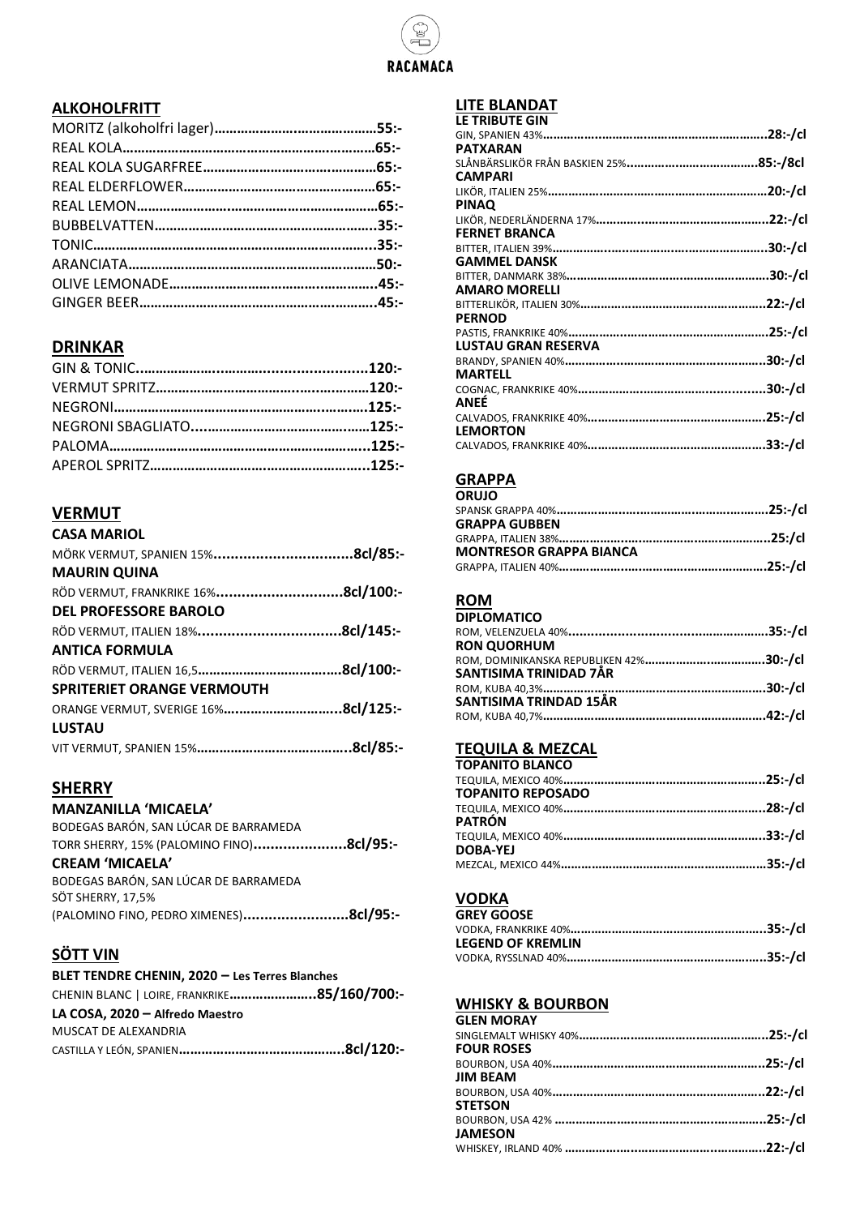RACAMACA

## ALKOHOLFRITT

MORITZ (alkoholfri lager)....55:-
REAL KOLA....65:-
REAL KOLA SUGARFREE....65:-
REAL ELDERFLOWER....65:-
REAL LEMON....65:-
BUBBELVATTEN....35:-
TONIC....35:-
ARANCIATA....50:-
OLIVE LEMONADE....45:-
GINGER BEER....45:-

## DRINKAR

GIN & TONIC....120:-
VERMUT SPRITZ....120:-
NEGRONI....125:-
NEGRONI SBAGLIATO....125:-
PALOMA....125:-
APEROL SPRITZ....125:-

## VERMUT

**CASA MARIOL**
MÖRK VERMUT, SPANIEN 15%....8cl/85:-

**MAURIN QUINA**
RÖD VERMUT, FRANKRIKE 16%....8cl/100:-

**DEL PROFESSORE BAROLO**
RÖD VERMUT, ITALIEN 18%....8cl/145:-

**ANTICA FORMULA**
RÖD VERMUT, ITALIEN 16,5....8cl/100:-

**SPRITERIET ORANGE VERMOUTH**
ORANGE VERMUT, SVERIGE 16%....8cl/125:-

**LUSTAU**
VIT VERMUT, SPANIEN 15%....8cl/85:-

## SHERRY

**MANZANILLA 'MICAELA'**
BODEGAS BARÓN, SAN LÚCAR DE BARRAMEDA
TORR SHERRY, 15% (PALOMINO FINO)....8cl/95:-

**CREAM 'MICAELA'**
BODEGAS BARÓN, SAN LÚCAR DE BARRAMEDA
SÖT SHERRY, 17,5%
(PALOMINO FINO, PEDRO XIMENES)....8cl/95:-

## SÖTT VIN

**BLET TENDRE CHENIN, 2020 – Les Terres Blanches**
CHENIN BLANC | LOIRE, FRANKRIKE....85/160/700:-

**LA COSA, 2020 – Alfredo Maestro**
MUSCAT DE ALEXANDRIA
CASTILLA Y LEÓN, SPANIEN....8cl/120:-

## LITE BLANDAT

**LE TRIBUTE GIN**
GIN, SPANIEN 43%....28:-/cl

**PATXARAN**
SLÅNBÄRSLIKÖR FRÅN BASKIEN 25%....85:-/8cl

**CAMPARI**
LIKÖR, ITALIEN 25%....20:-/cl

**PINAQ**
LIKÖR, NEDERLÄNDERNA 17%....22:-/cl

**FERNET BRANCA**
BITTER, ITALIEN 39%....30:-/cl

**GAMMEL DANSK**
BITTER, DANMARK 38%....30:-/cl

**AMARO MORELLI**
BITTERLIKÖR, ITALIEN 30%....22:-/cl

**PERNOD**
PASTIS, FRANKRIKE 40%....25:-/cl

**LUSTAU GRAN RESERVA**
BRANDY, SPANIEN 40%....30:-/cl

**MARTELL**
COGNAC, FRANKRIKE 40%....30:-/cl

**ANEÉ**
CALVADOS, FRANKRIKE 40%....25:-/cl

**LEMORTON**
CALVADOS, FRANKRIKE 40%....33:-/cl

## GRAPPA

**ORUJO**
SPANSK GRAPPA 40%....25:-/cl

**GRAPPA GUBBEN**
GRAPPA, ITALIEN 38%....25:/cl

**MONTRESOR GRAPPA BIANCA**
GRAPPA, ITALIEN 40%....25:-/cl

## ROM

**DIPLOMATICO**
ROM, VELENZUELA 40%....35:-/cl

**RON QUORHUM**
ROM, DOMINIKANSKA REPUBLIKEN 42%....30:-/cl

**SANTISIMA TRINIDAD 7ÅR**
ROM, KUBA 40,3%....30:-/cl

**SANTISIMA TRINDAD 15ÅR**
ROM, KUBA 40,7%....42:-/cl

## TEQUILA & MEZCAL

**TOPANITO BLANCO**
TEQUILA, MEXICO 40%....25:-/cl

**TOPANITO REPOSADO**
TEQUILA, MEXICO 40%....28:-/cl

**PATRÓN**
TEQUILA, MEXICO 40%....33:-/cl

**DOBA-YEJ**
MEZCAL, MEXICO 44%....35:-/cl

## VODKA

**GREY GOOSE**
VODKA, FRANKRIKE 40%....35:-/cl

**LEGEND OF KREMLIN**
VODKA, RYSSLNAD 40%....35:-/cl

## WHISKY & BOURBON

**GLEN MORAY**
SINGLEMALT WHISKY 40%....25:-/cl

**FOUR ROSES**
BOURBON, USA 40%....25:-/cl

**JIM BEAM**
BOURBON, USA 40%....22:-/cl

**STETSON**
BOURBON, USA 42%....25:-/cl

**JAMESON**
WHISKEY, IRLAND 40%....22:-/cl